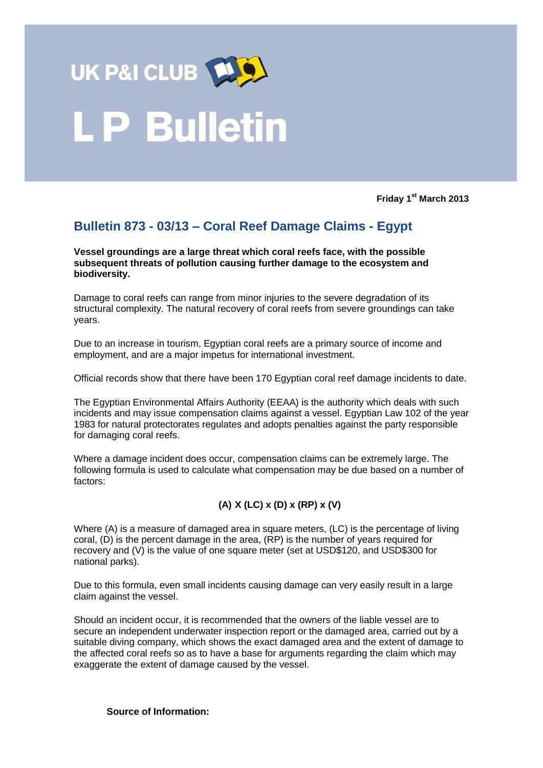# UK P&I CLUB

# L P Bulletin

**Friday 1st March 2013**

## Bulletin 873 - 03/13 – Coral Reef Damage Claims - Egypt

**Vessel groundings are a large threat which coral reefs face, with the possible subsequent threats of pollution causing further damage to the ecosystem and biodiversity.**

Damage to coral reefs can range from minor injuries to the severe degradation of its structural complexity. The natural recovery of coral reefs from severe groundings can take years.

Due to an increase in tourism, Egyptian coral reefs are a primary source of income and employment, and are a major impetus for international investment.

Official records show that there have been 170 Egyptian coral reef damage incidents to date.

The Egyptian Environmental Affairs Authority (EEAA) is the authority which deals with such incidents and may issue compensation claims against a vessel. Egyptian Law 102 of the year 1983 for natural protectorates regulates and adopts penalties against the party responsible for damaging coral reefs.

Where a damage incident does occur, compensation claims can be extremely large. The following formula is used to calculate what compensation may be due based on a number of factors:

$$(A) \times (LC) \times (D) \times (RP) \times (V)$$

Where (A) is a measure of damaged area in square meters, (LC) is the percentage of living coral, (D) is the percent damage in the area, (RP) is the number of years required for recovery and (V) is the value of one square meter (set at USD$120, and USD$300 for national parks).

Due to this formula, even small incidents causing damage can very easily result in a large claim against the vessel.

Should an incident occur, it is recommended that the owners of the liable vessel are to secure an independent underwater inspection report or the damaged area, carried out by a suitable diving company, which shows the exact damaged area and the extent of damage to the affected coral reefs so as to have a base for arguments regarding the claim which may exaggerate the extent of damage caused by the vessel.

**Source of Information:**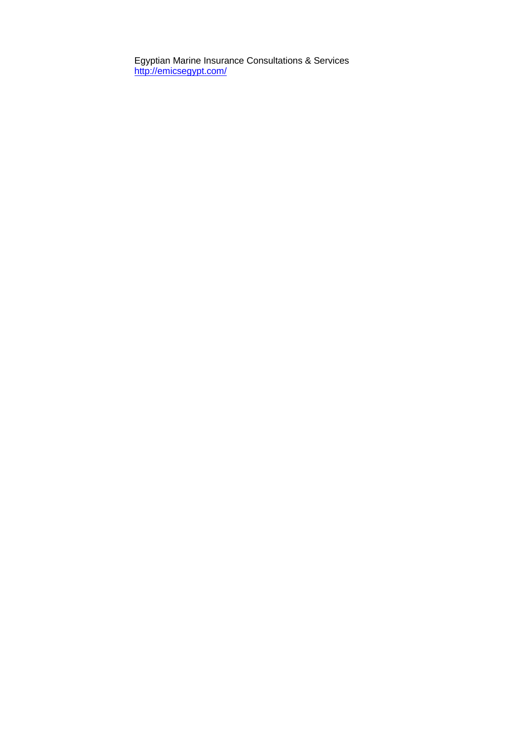Egyptian Marine Insurance Consultations & Services
http://emicsegypt.com/